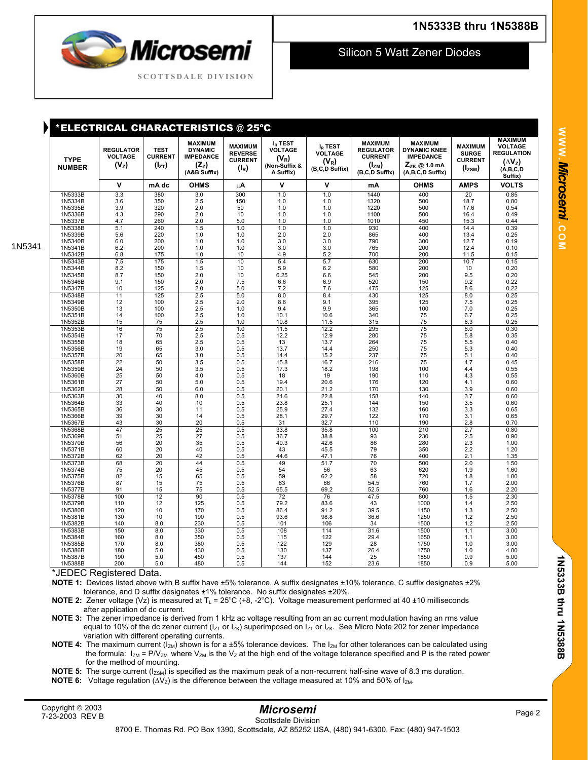# 1N5333B thru 1N5388B

## Silicon 5 Watt Zener Diodes

### *ELECTRICAL CHARACTERISTICS @ 25°C

| TYPE NUMBER | REGULATOR VOLTAGE ($V_Z$) | TEST CURRENT ($I_{ZT}$) | MAXIMUM DYNAMIC IMPEDANCE ($Z_Z$) (A&B Suffix) | MAXIMUM REVERSE CURRENT ($I_R$) | $I_R$ TEST VOLTAGE ($V_R$) (Non-Suffix & A Suffix) | $I_R$ TEST VOLTAGE ($V_R$) (B,C,D Suffix) | MAXIMUM REGULATOR CURRENT ($I_{ZM}$) (B,C,D Suffix) | MAXIMUM DYNAMIC KNEE IMPEDANCE $Z_{ZK}$ @ 1.0 mA (A,B,C,D Suffix) | MAXIMUM SURGE CURRENT ($I_{ZSM}$) | MAXIMUM VOLTAGE REGULATION ($\Delta V_Z$) (A,B,C,D Suffix) |
|---|---|---|---|---|---|---|---|---|---|---|
| | V | mA dc | OHMS | μA | V | V | mA | OHMS | AMPS | VOLTS |
| 1N5333B | 3.3 | 380 | 3.0 | 300 | 1.0 | 1.0 | 1440 | 400 | 20 | 0.85 |
| 1N5334B | 3.6 | 350 | 2.5 | 150 | 1.0 | 1.0 | 1320 | 500 | 18.7 | 0.80 |
| 1N5335B | 3.9 | 320 | 2.0 | 50 | 1.0 | 1.0 | 1220 | 500 | 17.6 | 0.54 |
| 1N5336B | 4.3 | 290 | 2.0 | 10 | 1.0 | 1.0 | 1100 | 500 | 16.4 | 0.49 |
| 1N5337B | 4.7 | 260 | 2.0 | 5.0 | 1.0 | 1.0 | 1010 | 450 | 15.3 | 0.44 |
| 1N5338B | 5.1 | 240 | 1.5 | 1.0 | 1.0 | 1.0 | 930 | 400 | 14.4 | 0.39 |
| 1N5339B | 5.6 | 220 | 1.0 | 1.0 | 2.0 | 2.0 | 865 | 400 | 13.4 | 0.25 |
| 1N5340B | 6.0 | 200 | 1.0 | 1.0 | 3.0 | 3.0 | 790 | 300 | 12.7 | 0.19 |
| 1N5341B | 6.2 | 200 | 1.0 | 1.0 | 3.0 | 3.0 | 765 | 200 | 12.4 | 0.10 |
| 1N5342B | 6.8 | 175 | 1.0 | 10 | 4.9 | 5.2 | 700 | 200 | 11.5 | 0.15 |
| 1N5343B | 7.5 | 175 | 1.5 | 10 | 5.4 | 5.7 | 630 | 200 | 10.7 | 0.15 |
| 1N5344B | 8.2 | 150 | 1.5 | 10 | 5.9 | 6.2 | 580 | 200 | 10 | 0.20 |
| 1N5345B | 8.7 | 150 | 2.0 | 10 | 6.25 | 6.6 | 545 | 200 | 9.5 | 0.20 |
| 1N5346B | 9.1 | 150 | 2.0 | 7.5 | 6.6 | 6.9 | 520 | 150 | 9.2 | 0.22 |
| 1N5347B | 10 | 125 | 2.0 | 5.0 | 7.2 | 7.6 | 475 | 125 | 8.6 | 0.22 |
| 1N5348B | 11 | 125 | 2.5 | 5.0 | 8.0 | 8.4 | 430 | 125 | 8.0 | 0.25 |
| 1N5349B | 12 | 100 | 2.5 | 2.0 | 8.6 | 9.1 | 395 | 125 | 7.5 | 0.25 |
| 1N5350B | 13 | 100 | 2.5 | 1.0 | 9.4 | 9.9 | 365 | 100 | 7.0 | 0.25 |
| 1N5351B | 14 | 100 | 2.5 | 1.0 | 10.1 | 10.6 | 340 | 75 | 6.7 | 0.25 |
| 1N5352B | 15 | 75 | 2.5 | 1.0 | 10.8 | 11.5 | 315 | 75 | 6.3 | 0.25 |
| 1N5353B | 16 | 75 | 2.5 | 1.0 | 11.5 | 12.2 | 295 | 75 | 6.0 | 0.30 |
| 1N5354B | 17 | 70 | 2.5 | 0.5 | 12.2 | 12.9 | 280 | 75 | 5.8 | 0.35 |
| 1N5355B | 18 | 65 | 2.5 | 0.5 | 13 | 13.7 | 264 | 75 | 5.5 | 0.40 |
| 1N5356B | 19 | 65 | 3.0 | 0.5 | 13.7 | 14.4 | 250 | 75 | 5.3 | 0.40 |
| 1N5357B | 20 | 65 | 3.0 | 0.5 | 14.4 | 15.2 | 237 | 75 | 5.1 | 0.40 |
| 1N5358B | 22 | 50 | 3.5 | 0.5 | 15.8 | 16.7 | 216 | 75 | 4.7 | 0.45 |
| 1N5359B | 24 | 50 | 3.5 | 0.5 | 17.3 | 18.2 | 198 | 100 | 4.4 | 0.55 |
| 1N5360B | 25 | 50 | 4.0 | 0.5 | 18 | 19 | 190 | 110 | 4.3 | 0.55 |
| 1N5361B | 27 | 50 | 5.0 | 0.5 | 19.4 | 20.6 | 176 | 120 | 4.1 | 0.60 |
| 1N5362B | 28 | 50 | 6.0 | 0.5 | 20.1 | 21.2 | 170 | 130 | 3.9 | 0.60 |
| 1N5363B | 30 | 40 | 8.0 | 0.5 | 21.6 | 22.8 | 158 | 140 | 3.7 | 0.60 |
| 1N5364B | 33 | 40 | 10 | 0.5 | 23.8 | 25.1 | 144 | 150 | 3.5 | 0.60 |
| 1N5365B | 36 | 30 | 11 | 0.5 | 25.9 | 27.4 | 132 | 160 | 3.3 | 0.65 |
| 1N5366B | 39 | 30 | 14 | 0.5 | 28.1 | 29.7 | 122 | 170 | 3.1 | 0.65 |
| 1N5367B | 43 | 30 | 20 | 0.5 | 31 | 32.7 | 110 | 190 | 2.8 | 0.70 |
| 1N5368B | 47 | 25 | 25 | 0.5 | 33.8 | 35.8 | 100 | 210 | 2.7 | 0.80 |
| 1N5369B | 51 | 25 | 27 | 0.5 | 36.7 | 38.8 | 93 | 230 | 2.5 | 0.90 |
| 1N5370B | 56 | 20 | 35 | 0.5 | 40.3 | 42.6 | 86 | 280 | 2.3 | 1.00 |
| 1N5371B | 60 | 20 | 40 | 0.5 | 43 | 45.5 | 79 | 350 | 2.2 | 1.20 |
| 1N5372B | 62 | 20 | 42 | 0.5 | 44.6 | 47.1 | 76 | 400 | 2.1 | 1.35 |
| 1N5373B | 68 | 20 | 44 | 0.5 | 49 | 51.7 | 70 | 500 | 2.0 | 1.50 |
| 1N5374B | 75 | 20 | 45 | 0.5 | 54 | 56 | 63 | 620 | 1.9 | 1.60 |
| 1N5375B | 82 | 15 | 65 | 0.5 | 59 | 62.2 | 58 | 720 | 1.8 | 1.80 |
| 1N5376B | 87 | 15 | 75 | 0.5 | 63 | 66 | 54.5 | 760 | 1.7 | 2.00 |
| 1N5377B | 91 | 15 | 75 | 0.5 | 65.5 | 69.2 | 52.5 | 760 | 1.6 | 2.20 |
| 1N5378B | 100 | 12 | 90 | 0.5 | 72 | 76 | 47.5 | 800 | 1.5 | 2.30 |
| 1N5379B | 110 | 12 | 125 | 0.5 | 79.2 | 83.6 | 43 | 1000 | 1.4 | 2.50 |
| 1N5380B | 120 | 10 | 170 | 0.5 | 86.4 | 91.2 | 39.5 | 1150 | 1.3 | 2.50 |
| 1N5381B | 130 | 10 | 190 | 0.5 | 93.6 | 98.8 | 36.6 | 1250 | 1.2 | 2.50 |
| 1N5382B | 140 | 8.0 | 230 | 0.5 | 101 | 106 | 34 | 1500 | 1.2 | 2.50 |
| 1N5383B | 150 | 8.0 | 330 | 0.5 | 108 | 114 | 31.6 | 1500 | 1.1 | 3.00 |
| 1N5384B | 160 | 8.0 | 350 | 0.5 | 115 | 122 | 29.4 | 1650 | 1.1 | 3.00 |
| 1N5385B | 170 | 8.0 | 380 | 0.5 | 122 | 129 | 28 | 1750 | 1.0 | 3.00 |
| 1N5386B | 180 | 5.0 | 430 | 0.5 | 130 | 137 | 26.4 | 1750 | 1.0 | 4.00 |
| 1N5387B | 190 | 5.0 | 450 | 0.5 | 137 | 144 | 25 | 1850 | 0.9 | 5.00 |
| 1N5388B | 200 | 5.0 | 480 | 0.5 | 144 | 152 | 23.6 | 1850 | 0.9 | 5.00 |

*JEDEC Registered Data.

**NOTE 1:** Devices listed above with B suffix have ±5% tolerance, A suffix designates ±10% tolerance, C suffix designates ±2% tolerance, and D suffix designates ±1% tolerance. No suffix designates ±20%.

**NOTE 2:** Zener voltage (Vz) is measured at $T_L$ = 25°C (+8, -2°C). Voltage measurement performed at 40 ±10 milliseconds after application of dc current.

**NOTE 3:** The zener impedance is derived from 1 kHz ac voltage resulting from an ac current modulation having an rms value equal to 10% of the dc zener current ($I_{ZT}$ or $I_{ZK}$) superimposed on $I_{ZT}$ or $I_{ZK}$. See Micro Note 202 for zener impedance variation with different operating currents.

**NOTE 4:** The maximum current ($I_{ZM}$) shown is for a ±5% tolerance devices. The $I_{ZM}$ for other tolerances can be calculated using the formula: $I_{ZM} = P/V_{ZM}$ where $V_{ZM}$ is the $V_Z$ at the high end of the voltage tolerance specified and P is the rated power for the method of mounting.

**NOTE 5:** The surge current ($I_{ZSM}$) is specified as the maximum peak of a non-recurrent half-sine wave of 8.3 ms duration.

**NOTE 6:** Voltage regulation ($\Delta V_Z$) is the difference between the voltage measured at 10% and 50% of $I_{ZM}$.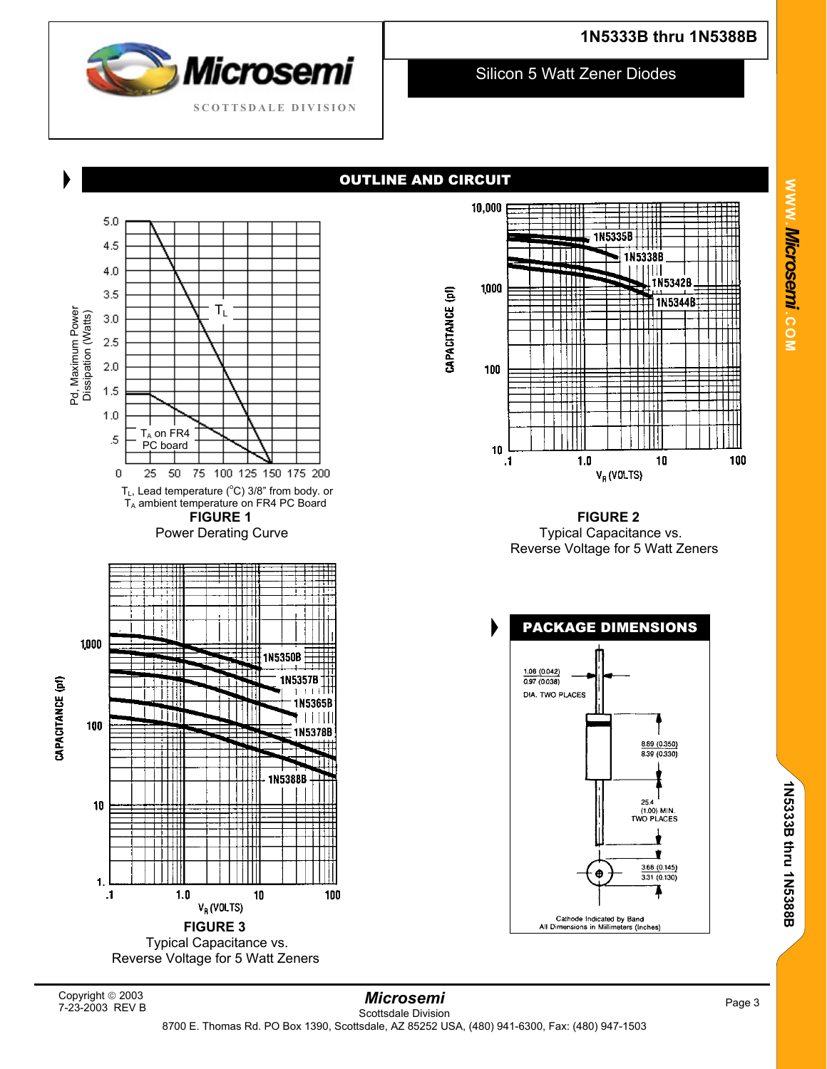## OUTLINE AND CIRCUIT

5.0
4.5
4.0
3.5
3.0
2.5
2.0
1.5
1.0
.5
0

Pd, Maximum Power Dissipation (Watts)

$T_L$

$T_A$ on FR4 PC board

25 50 75 100 125 150 175 200

$T_L$, Lead temperature (°C) 3/8" from body. or $T_A$ ambient temperature on FR4 PC Board

**FIGURE 1**
Power Derating Curve

10,000
1000
100
10

CAPACITANCE (pf)

1N5335B
1N5338B
1N5342B
1N5344B

.1 1.0 10 100

$V_R$ (VOLTS)

**FIGURE 2**
Typical Capacitance vs. Reverse Voltage for 5 Watt Zeners

1,000
100
10
1.

CAPACITANCE (pf)

1N5350B
1N5357B
1N5365B
1N5378B
1N5388B

.1 1.0 10 100

$V_R$ (VOLTS)

**FIGURE 3**
Typical Capacitance vs. Reverse Voltage for 5 Watt Zeners

## PACKAGE DIMENSIONS

1.06 (0.042)
0.97 (0.038)
DIA. TWO PLACES

8.89 (0.350)
8.39 (0.330)

25.4
(1.00) MIN.
TWO PLACES

3.68 (0.145)
3.31 (0.130)

Cathode Indicated by Band
All Dimensions in Millimeters (Inches)